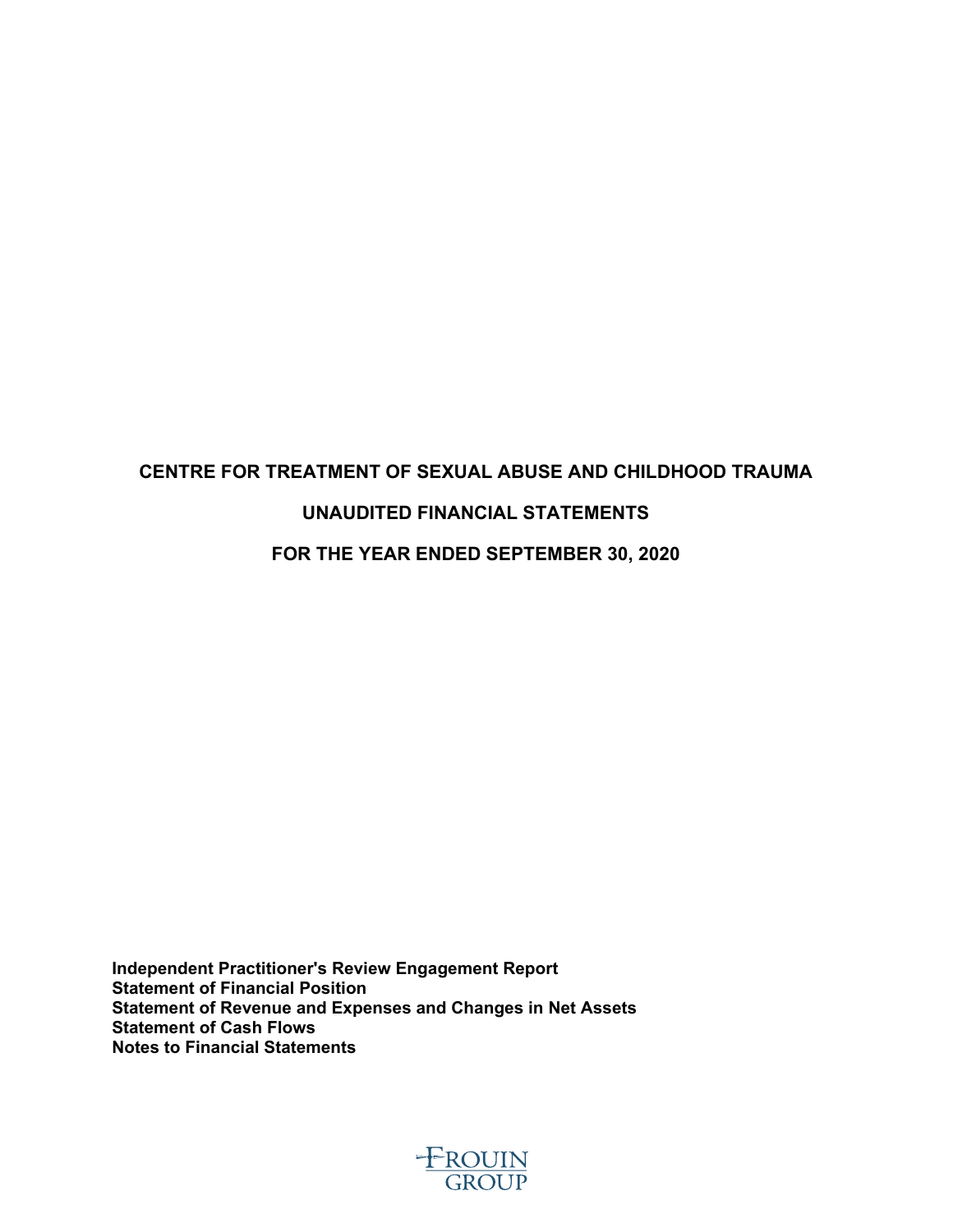# CENTRE FOR TREATMENT OF SEXUAL ABUSE AND CHILDHOOD TRAUMA

## UNAUDITED FINANCIAL STATEMENTS

## FOR THE YEAR ENDED SEPTEMBER 30, 2020

**Independent Practitioner's Review Engagement Report**
**Statement of Financial Position**
**Statement of Revenue and Expenses and Changes in Net Assets**
**Statement of Cash Flows**
**Notes to Financial Statements**

FROUIN GROUP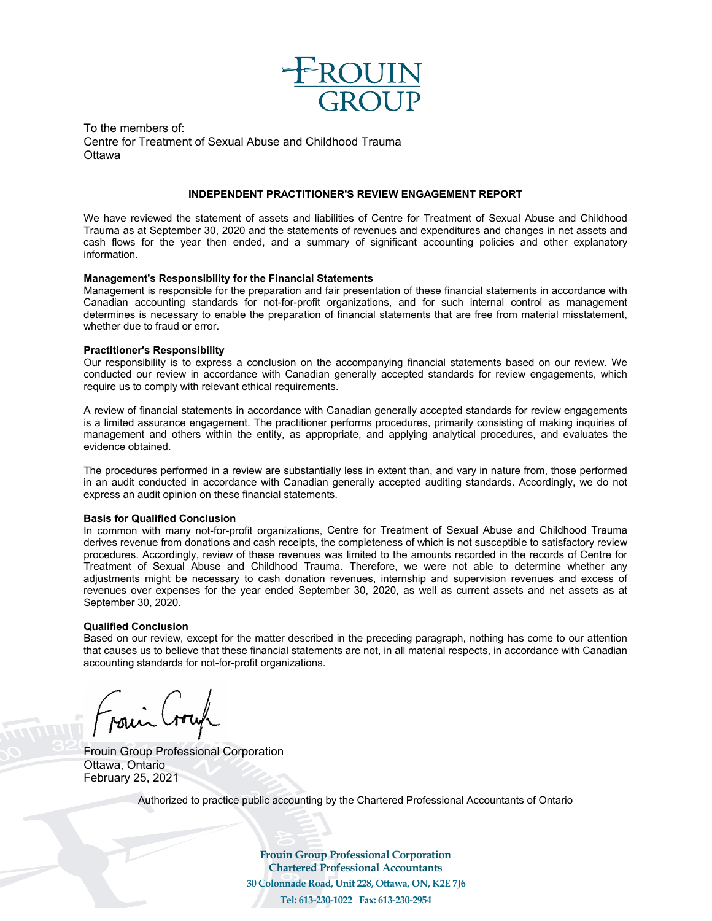FROUIN GROUP

To the members of:
Centre for Treatment of Sexual Abuse and Childhood Trauma
Ottawa

## INDEPENDENT PRACTITIONER'S REVIEW ENGAGEMENT REPORT

We have reviewed the statement of assets and liabilities of Centre for Treatment of Sexual Abuse and Childhood Trauma as at September 30, 2020 and the statements of revenues and expenditures and changes in net assets and cash flows for the year then ended, and a summary of significant accounting policies and other explanatory information.

**Management's Responsibility for the Financial Statements**
Management is responsible for the preparation and fair presentation of these financial statements in accordance with Canadian accounting standards for not-for-profit organizations, and for such internal control as management determines is necessary to enable the preparation of financial statements that are free from material misstatement, whether due to fraud or error.

**Practitioner's Responsibility**
Our responsibility is to express a conclusion on the accompanying financial statements based on our review. We conducted our review in accordance with Canadian generally accepted standards for review engagements, which require us to comply with relevant ethical requirements.

A review of financial statements in accordance with Canadian generally accepted standards for review engagements is a limited assurance engagement. The practitioner performs procedures, primarily consisting of making inquiries of management and others within the entity, as appropriate, and applying analytical procedures, and evaluates the evidence obtained.

The procedures performed in a review are substantially less in extent than, and vary in nature from, those performed in an audit conducted in accordance with Canadian generally accepted auditing standards. Accordingly, we do not express an audit opinion on these financial statements.

**Basis for Qualified Conclusion**
In common with many not-for-profit organizations, Centre for Treatment of Sexual Abuse and Childhood Trauma derives revenue from donations and cash receipts, the completeness of which is not susceptible to satisfactory review procedures. Accordingly, review of these revenues was limited to the amounts recorded in the records of Centre for Treatment of Sexual Abuse and Childhood Trauma. Therefore, we were not able to determine whether any adjustments might be necessary to cash donation revenues, internship and supervision revenues and excess of revenues over expenses for the year ended September 30, 2020, as well as current assets and net assets as at September 30, 2020.

**Qualified Conclusion**
Based on our review, except for the matter described in the preceding paragraph, nothing has come to our attention that causes us to believe that these financial statements are not, in all material respects, in accordance with Canadian accounting standards for not-for-profit organizations.

Frouin Group

Frouin Group Professional Corporation
Ottawa, Ontario
February 25, 2021

Authorized to practice public accounting by the Chartered Professional Accountants of Ontario

**Frouin Group Professional Corporation**
**Chartered Professional Accountants**
**30 Colonnade Road, Unit 228, Ottawa, ON, K2E 7J6**
**Tel: 613-230-1022 Fax: 613-230-2954**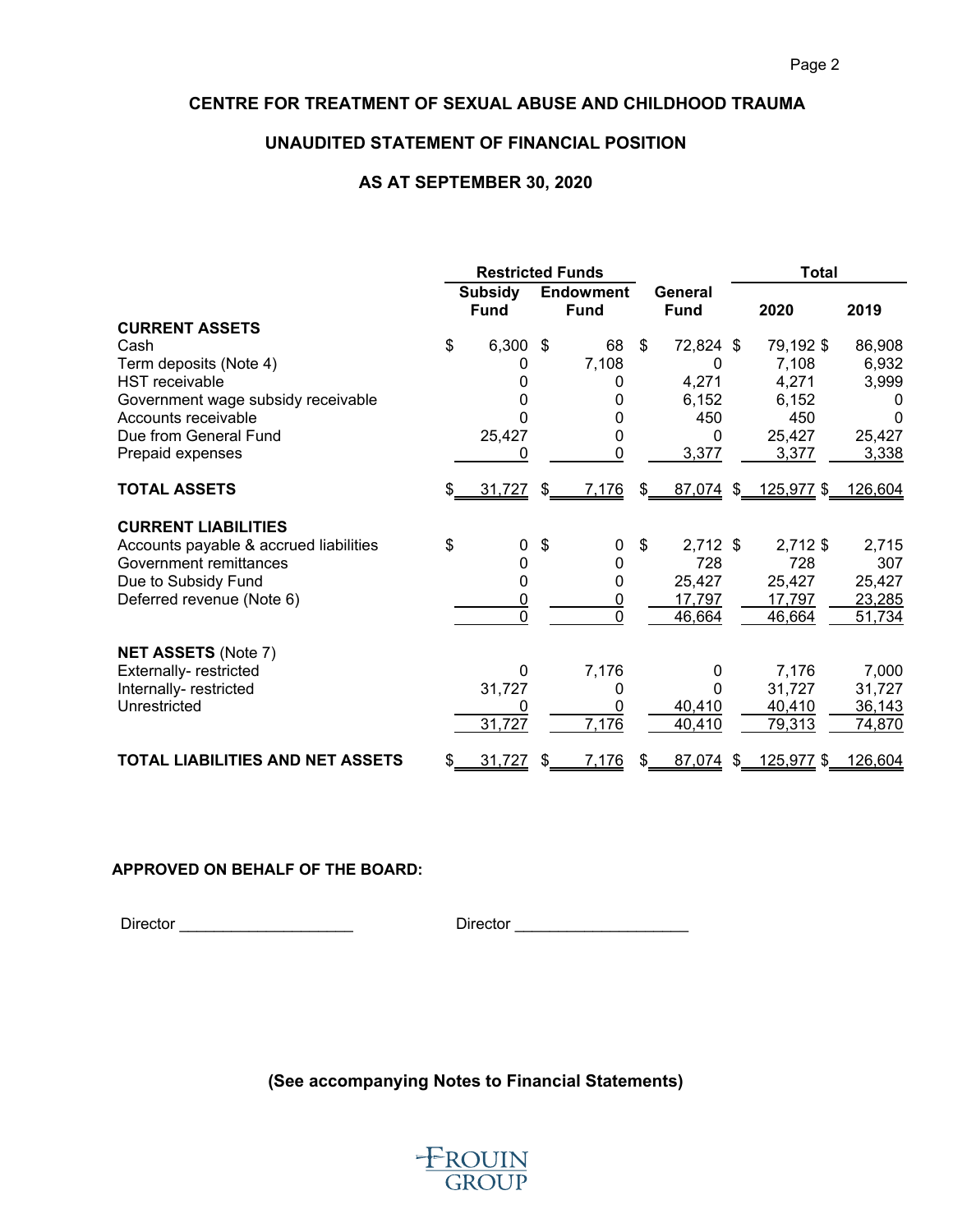# CENTRE FOR TREATMENT OF SEXUAL ABUSE AND CHILDHOOD TRAUMA

## UNAUDITED STATEMENT OF FINANCIAL POSITION

## AS AT SEPTEMBER 30, 2020

| | Restricted Funds | | | Total | |
|---|---|---|---|---|---|
| | Subsidy Fund | Endowment Fund | General Fund | 2020 | 2019 |
| **CURRENT ASSETS** | | | | | |
| Cash | $ 6,300 | $ 68 | $ 72,824 | $ 79,192 | $ 86,908 |
| Term deposits (Note 4) | 0 | 7,108 | 0 | 7,108 | 6,932 |
| HST receivable | 0 | 0 | 4,271 | 4,271 | 3,999 |
| Government wage subsidy receivable | 0 | 0 | 6,152 | 6,152 | 0 |
| Accounts receivable | 0 | 0 | 450 | 450 | 0 |
| Due from General Fund | 25,427 | 0 | 0 | 25,427 | 25,427 |
| Prepaid expenses | 0 | 0 | 3,377 | 3,377 | 3,338 |
| **TOTAL ASSETS** | $ 31,727 | $ 7,176 | $ 87,074 | $ 125,977 | $ 126,604 |
| **CURRENT LIABILITIES** | | | | | |
| Accounts payable & accrued liabilities | $ 0 | $ 0 | $ 2,712 | $ 2,712 | $ 2,715 |
| Government remittances | 0 | 0 | 728 | 728 | 307 |
| Due to Subsidy Fund | 0 | 0 | 25,427 | 25,427 | 25,427 |
| Deferred revenue (Note 6) | 0 | 0 | 17,797 | 17,797 | 23,285 |
| | 0 | 0 | 46,664 | 46,664 | 51,734 |
| **NET ASSETS** (Note 7) | | | | | |
| Externally- restricted | 0 | 7,176 | 0 | 7,176 | 7,000 |
| Internally- restricted | 31,727 | 0 | 0 | 31,727 | 31,727 |
| Unrestricted | 0 | 0 | 40,410 | 40,410 | 36,143 |
| | 31,727 | 7,176 | 40,410 | 79,313 | 74,870 |
| **TOTAL LIABILITIES AND NET ASSETS** | $ 31,727 | $ 7,176 | $ 87,074 | $ 125,977 | $ 126,604 |

**APPROVED ON BEHALF OF THE BOARD:**

Director ____________________ Director ____________________

**(See accompanying Notes to Financial Statements)**

FROUIN GROUP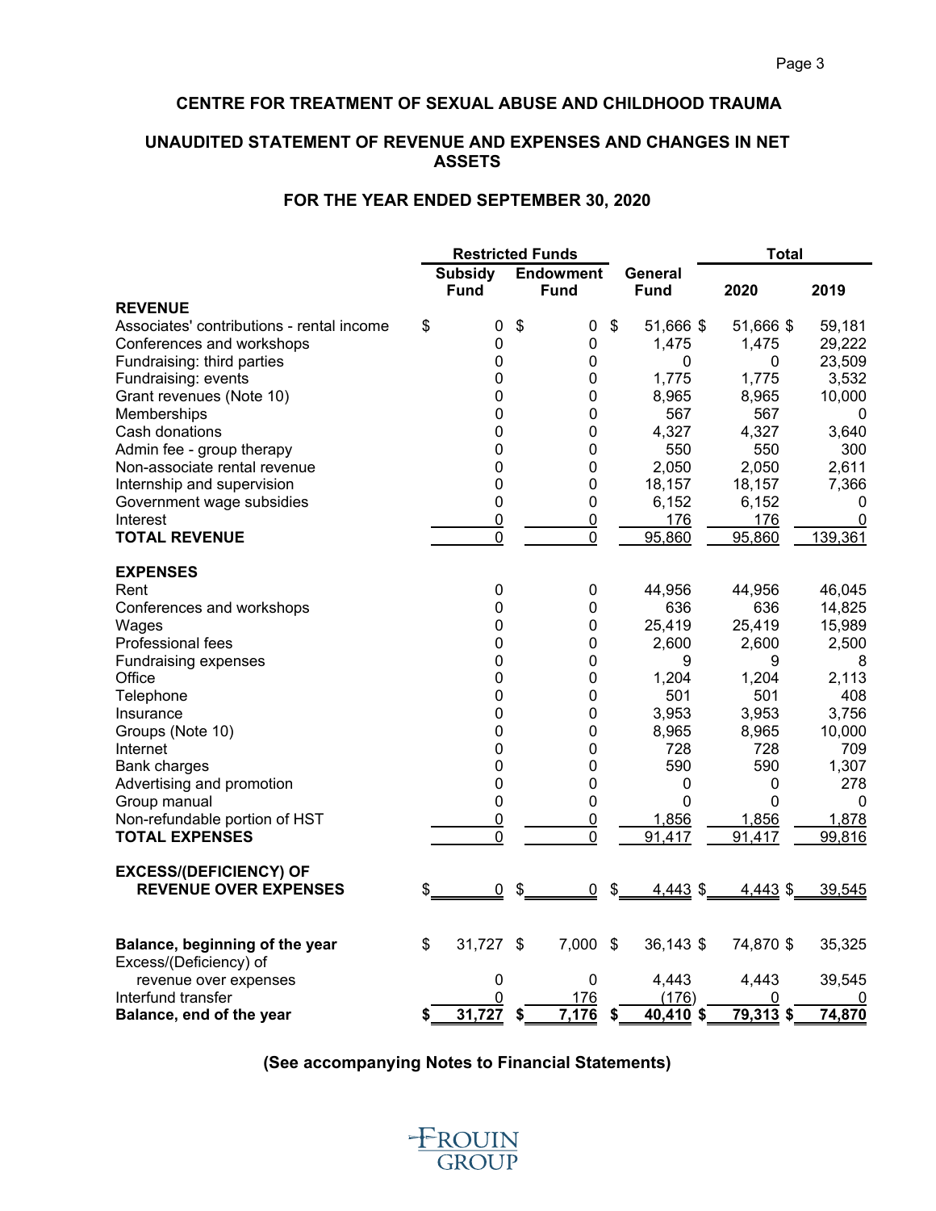# CENTRE FOR TREATMENT OF SEXUAL ABUSE AND CHILDHOOD TRAUMA

## UNAUDITED STATEMENT OF REVENUE AND EXPENSES AND CHANGES IN NET ASSETS

### FOR THE YEAR ENDED SEPTEMBER 30, 2020

| | Restricted Funds | | | Total | |
|---|---|---|---|---|---|
| | Subsidy Fund | Endowment Fund | General Fund | 2020 | 2019 |
| **REVENUE** | | | | | |
| Associates' contributions - rental income | $ 0 | $ 0 | $ 51,666 | $ 51,666 | $ 59,181 |
| Conferences and workshops | 0 | 0 | 1,475 | 1,475 | 29,222 |
| Fundraising: third parties | 0 | 0 | 0 | 0 | 23,509 |
| Fundraising: events | 0 | 0 | 1,775 | 1,775 | 3,532 |
| Grant revenues (Note 10) | 0 | 0 | 8,965 | 8,965 | 10,000 |
| Memberships | 0 | 0 | 567 | 567 | 0 |
| Cash donations | 0 | 0 | 4,327 | 4,327 | 3,640 |
| Admin fee - group therapy | 0 | 0 | 550 | 550 | 300 |
| Non-associate rental revenue | 0 | 0 | 2,050 | 2,050 | 2,611 |
| Internship and supervision | 0 | 0 | 18,157 | 18,157 | 7,366 |
| Government wage subsidies | 0 | 0 | 6,152 | 6,152 | 0 |
| Interest | 0 | 0 | 176 | 176 | 0 |
| **TOTAL REVENUE** | 0 | 0 | 95,860 | 95,860 | 139,361 |
| **EXPENSES** | | | | | |
| Rent | 0 | 0 | 44,956 | 44,956 | 46,045 |
| Conferences and workshops | 0 | 0 | 636 | 636 | 14,825 |
| Wages | 0 | 0 | 25,419 | 25,419 | 15,989 |
| Professional fees | 0 | 0 | 2,600 | 2,600 | 2,500 |
| Fundraising expenses | 0 | 0 | 9 | 9 | 8 |
| Office | 0 | 0 | 1,204 | 1,204 | 2,113 |
| Telephone | 0 | 0 | 501 | 501 | 408 |
| Insurance | 0 | 0 | 3,953 | 3,953 | 3,756 |
| Groups (Note 10) | 0 | 0 | 8,965 | 8,965 | 10,000 |
| Internet | 0 | 0 | 728 | 728 | 709 |
| Bank charges | 0 | 0 | 590 | 590 | 1,307 |
| Advertising and promotion | 0 | 0 | 0 | 0 | 278 |
| Group manual | 0 | 0 | 0 | 0 | 0 |
| Non-refundable portion of HST | 0 | 0 | 1,856 | 1,856 | 1,878 |
| **TOTAL EXPENSES** | 0 | 0 | 91,417 | 91,417 | 99,816 |
| **EXCESS/(DEFICIENCY) OF REVENUE OVER EXPENSES** | $ 0 | $ 0 | $ 4,443 | $ 4,443 | $ 39,545 |
| **Balance, beginning of the year** | $ 31,727 | $ 7,000 | $ 36,143 | $ 74,870 | $ 35,325 |
| Excess/(Deficiency) of revenue over expenses | 0 | 0 | 4,443 | 4,443 | 39,545 |
| Interfund transfer | 0 | 176 | (176) | 0 | 0 |
| **Balance, end of the year** | **$ 31,727** | **$ 7,176** | **$ 40,410** | **$ 79,313** | **$ 74,870** |

**(See accompanying Notes to Financial Statements)**

FROUIN GROUP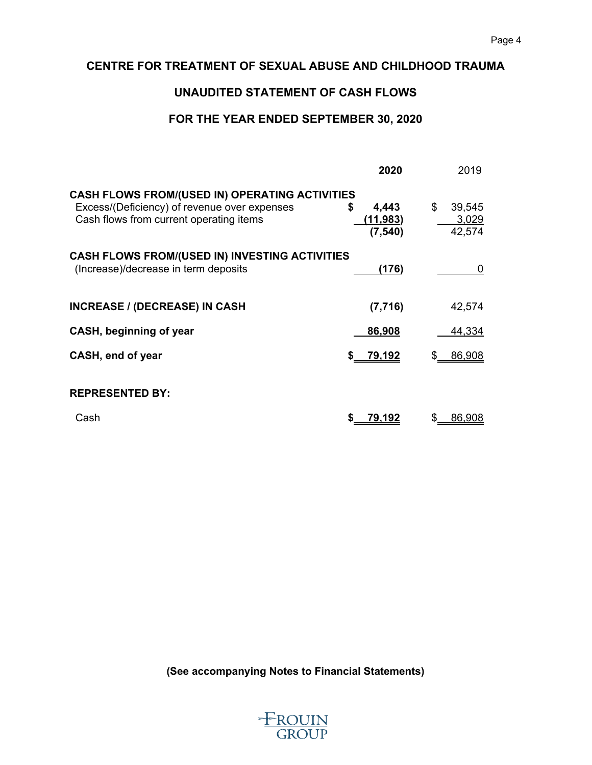# CENTRE FOR TREATMENT OF SEXUAL ABUSE AND CHILDHOOD TRAUMA

## UNAUDITED STATEMENT OF CASH FLOWS

## FOR THE YEAR ENDED SEPTEMBER 30, 2020

| | **2020** | 2019 |
|---|---|---|
| **CASH FLOWS FROM/(USED IN) OPERATING ACTIVITIES** | | |
| Excess/(Deficiency) of revenue over expenses | **$ 4,443** | $ 39,545 |
| Cash flows from current operating items | **(11,983)** | 3,029 |
| | **(7,540)** | 42,574 |
| **CASH FLOWS FROM/(USED IN) INVESTING ACTIVITIES** | | |
| (Increase)/decrease in term deposits | **(176)** | 0 |
| **INCREASE / (DECREASE) IN CASH** | **(7,716)** | 42,574 |
| **CASH, beginning of year** | **86,908** | 44,334 |
| **CASH, end of year** | **$ 79,192** | $ 86,908 |
| **REPRESENTED BY:** | | |
| Cash | **$ 79,192** | $ 86,908 |

**(See accompanying Notes to Financial Statements)**

FROUIN GROUP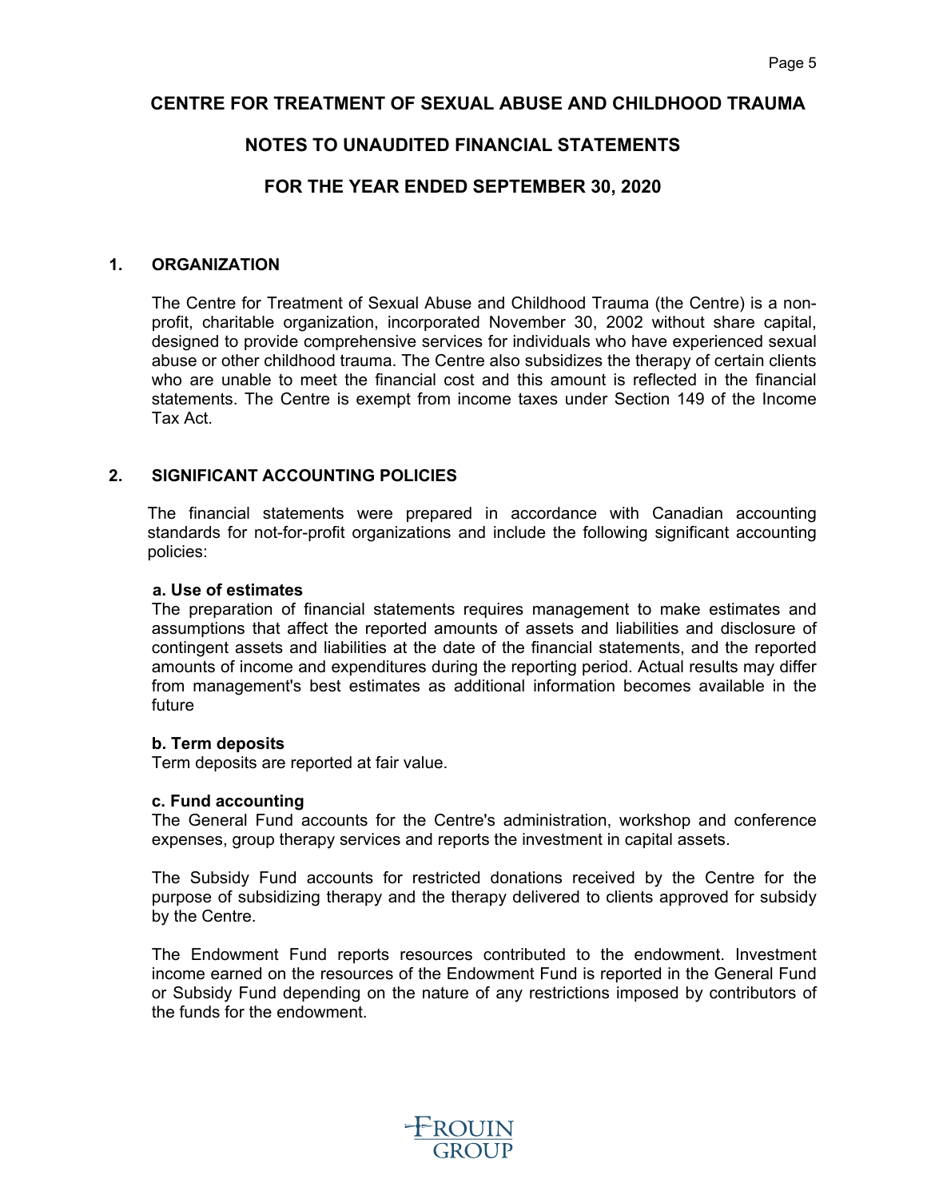# CENTRE FOR TREATMENT OF SEXUAL ABUSE AND CHILDHOOD TRAUMA

## NOTES TO UNAUDITED FINANCIAL STATEMENTS

## FOR THE YEAR ENDED SEPTEMBER 30, 2020

### 1. ORGANIZATION

The Centre for Treatment of Sexual Abuse and Childhood Trauma (the Centre) is a non-profit, charitable organization, incorporated November 30, 2002 without share capital, designed to provide comprehensive services for individuals who have experienced sexual abuse or other childhood trauma. The Centre also subsidizes the therapy of certain clients who are unable to meet the financial cost and this amount is reflected in the financial statements. The Centre is exempt from income taxes under Section 149 of the Income Tax Act.

### 2. SIGNIFICANT ACCOUNTING POLICIES

The financial statements were prepared in accordance with Canadian accounting standards for not-for-profit organizations and include the following significant accounting policies:

**a. Use of estimates**
The preparation of financial statements requires management to make estimates and assumptions that affect the reported amounts of assets and liabilities and disclosure of contingent assets and liabilities at the date of the financial statements, and the reported amounts of income and expenditures during the reporting period. Actual results may differ from management's best estimates as additional information becomes available in the future

**b. Term deposits**
Term deposits are reported at fair value.

**c. Fund accounting**
The General Fund accounts for the Centre's administration, workshop and conference expenses, group therapy services and reports the investment in capital assets.

The Subsidy Fund accounts for restricted donations received by the Centre for the purpose of subsidizing therapy and the therapy delivered to clients approved for subsidy by the Centre.

The Endowment Fund reports resources contributed to the endowment. Investment income earned on the resources of the Endowment Fund is reported in the General Fund or Subsidy Fund depending on the nature of any restrictions imposed by contributors of the funds for the endowment.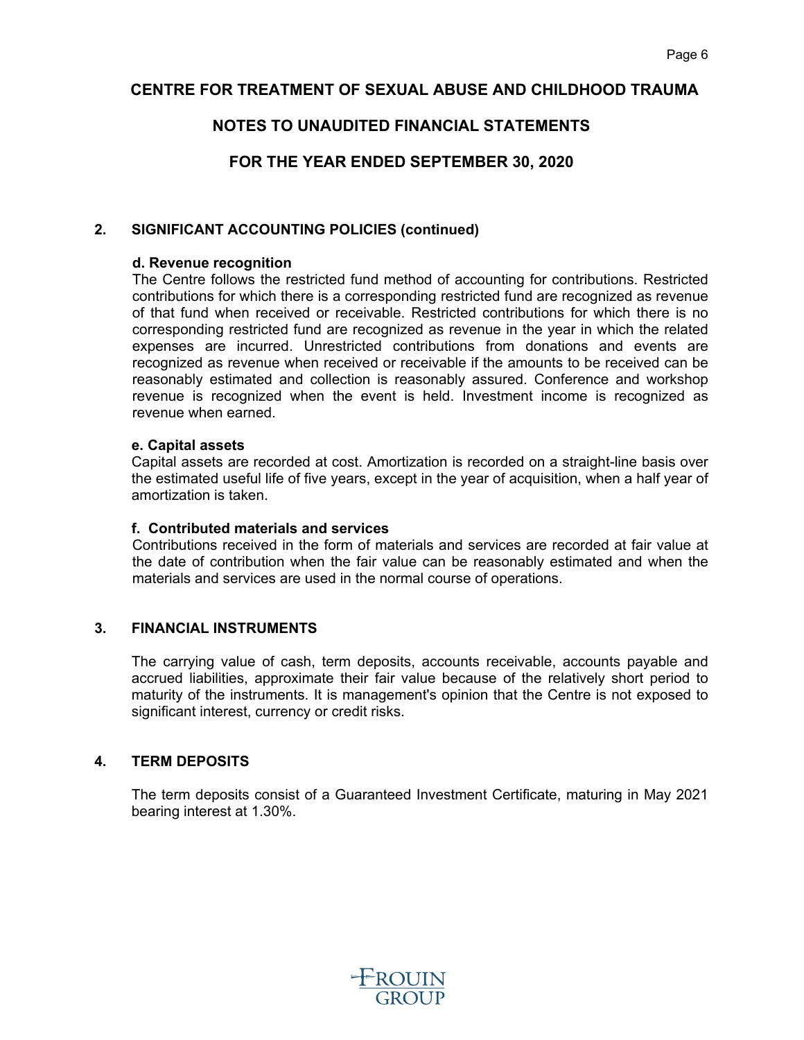# CENTRE FOR TREATMENT OF SEXUAL ABUSE AND CHILDHOOD TRAUMA

## NOTES TO UNAUDITED FINANCIAL STATEMENTS

## FOR THE YEAR ENDED SEPTEMBER 30, 2020

### 2. SIGNIFICANT ACCOUNTING POLICIES (continued)

**d. Revenue recognition**

The Centre follows the restricted fund method of accounting for contributions. Restricted contributions for which there is a corresponding restricted fund are recognized as revenue of that fund when received or receivable. Restricted contributions for which there is no corresponding restricted fund are recognized as revenue in the year in which the related expenses are incurred. Unrestricted contributions from donations and events are recognized as revenue when received or receivable if the amounts to be received can be reasonably estimated and collection is reasonably assured. Conference and workshop revenue is recognized when the event is held. Investment income is recognized as revenue when earned.

**e. Capital assets**

Capital assets are recorded at cost. Amortization is recorded on a straight-line basis over the estimated useful life of five years, except in the year of acquisition, when a half year of amortization is taken.

**f. Contributed materials and services**

Contributions received in the form of materials and services are recorded at fair value at the date of contribution when the fair value can be reasonably estimated and when the materials and services are used in the normal course of operations.

### 3. FINANCIAL INSTRUMENTS

The carrying value of cash, term deposits, accounts receivable, accounts payable and accrued liabilities, approximate their fair value because of the relatively short period to maturity of the instruments. It is management's opinion that the Centre is not exposed to significant interest, currency or credit risks.

### 4. TERM DEPOSITS

The term deposits consist of a Guaranteed Investment Certificate, maturing in May 2021 bearing interest at 1.30%.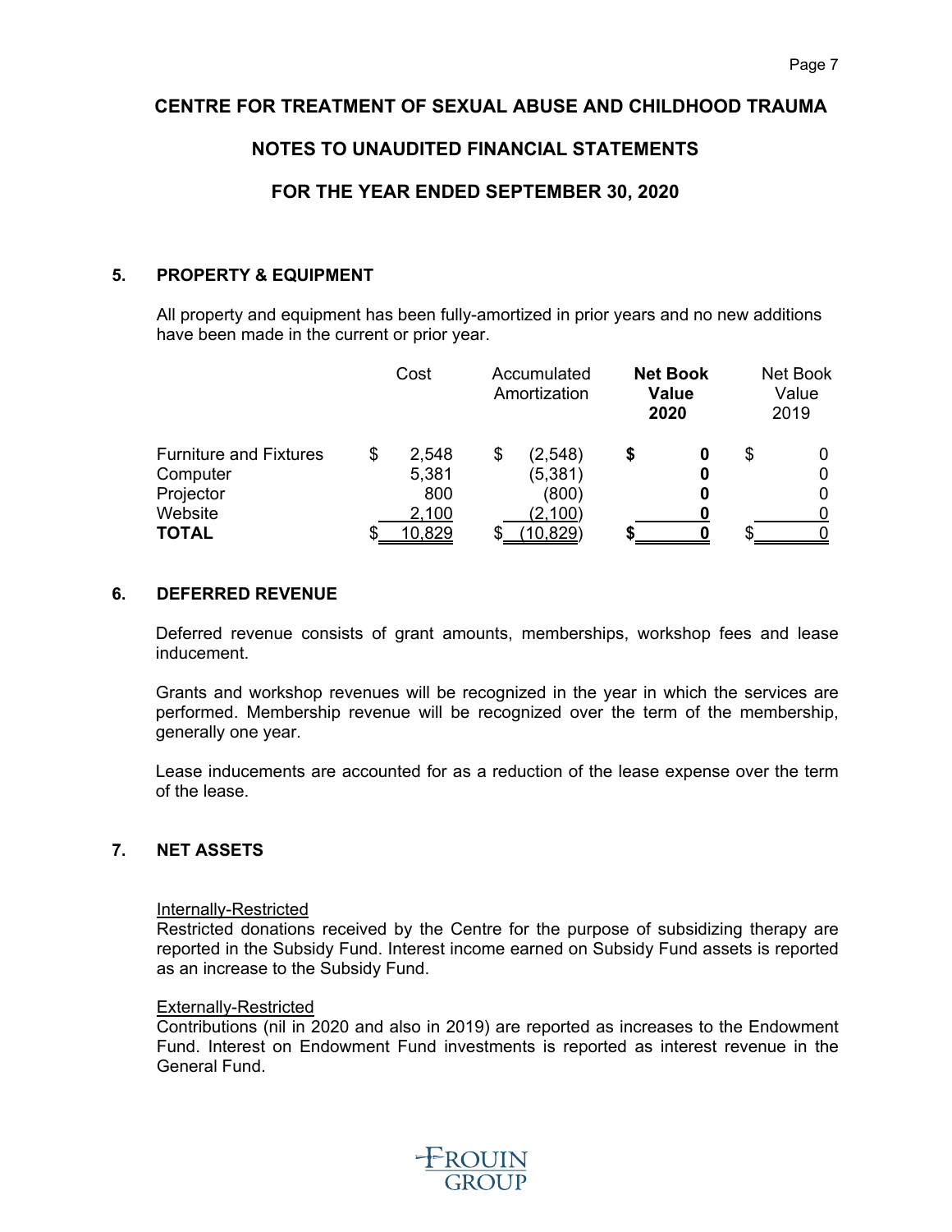**CENTRE FOR TREATMENT OF SEXUAL ABUSE AND CHILDHOOD TRAUMA**

**NOTES TO UNAUDITED FINANCIAL STATEMENTS**

**FOR THE YEAR ENDED SEPTEMBER 30, 2020**

## 5. PROPERTY & EQUIPMENT

All property and equipment has been fully-amortized in prior years and no new additions have been made in the current or prior year.

| | Cost | Accumulated Amortization | **Net Book Value 2020** | Net Book Value 2019 |
|---|---|---|---|---|
| Furniture and Fixtures | $ 2,548 | $ (2,548) | **$ 0** | $ 0 |
| Computer | 5,381 | (5,381) | **0** | 0 |
| Projector | 800 | (800) | **0** | 0 |
| Website | 2,100 | (2,100) | **0** | 0 |
| **TOTAL** | $ 10,829 | $ (10,829) | **$ 0** | $ 0 |

## 6. DEFERRED REVENUE

Deferred revenue consists of grant amounts, memberships, workshop fees and lease inducement.

Grants and workshop revenues will be recognized in the year in which the services are performed. Membership revenue will be recognized over the term of the membership, generally one year.

Lease inducements are accounted for as a reduction of the lease expense over the term of the lease.

## 7. NET ASSETS

Internally-Restricted
Restricted donations received by the Centre for the purpose of subsidizing therapy are reported in the Subsidy Fund. Interest income earned on Subsidy Fund assets is reported as an increase to the Subsidy Fund.

Externally-Restricted
Contributions (nil in 2020 and also in 2019) are reported as increases to the Endowment Fund. Interest on Endowment Fund investments is reported as interest revenue in the General Fund.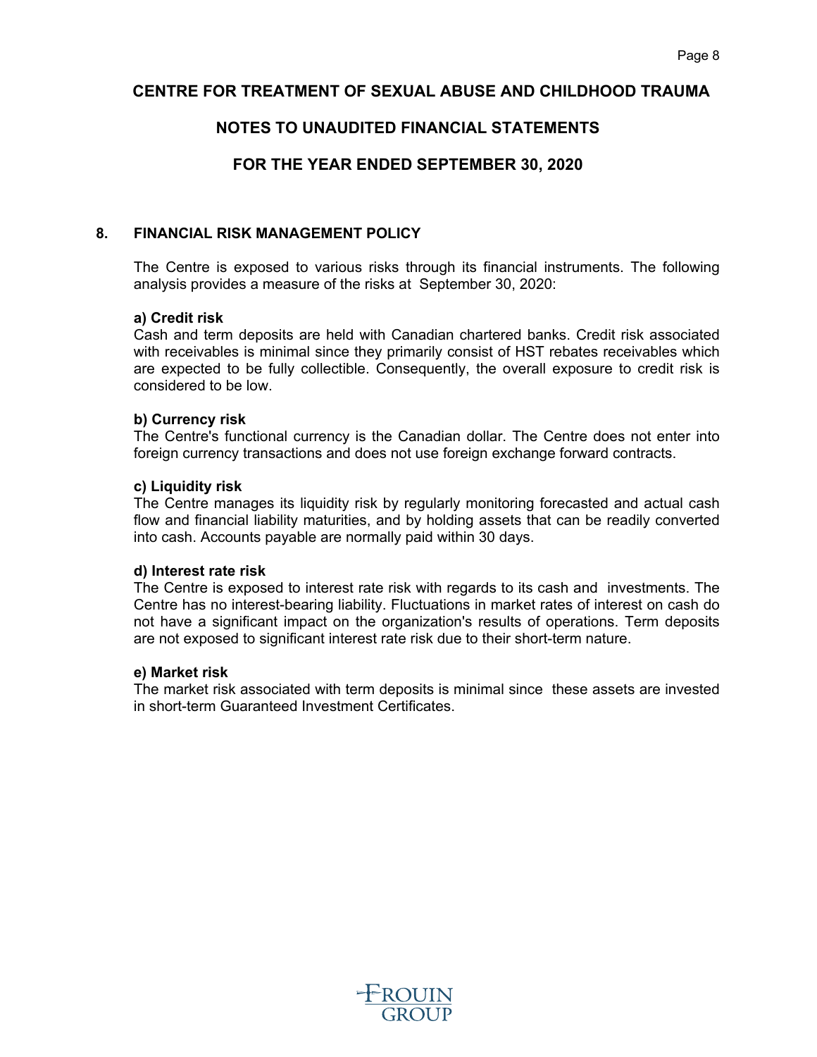# CENTRE FOR TREATMENT OF SEXUAL ABUSE AND CHILDHOOD TRAUMA

## NOTES TO UNAUDITED FINANCIAL STATEMENTS

## FOR THE YEAR ENDED SEPTEMBER 30, 2020

### 8. FINANCIAL RISK MANAGEMENT POLICY

The Centre is exposed to various risks through its financial instruments. The following analysis provides a measure of the risks at September 30, 2020:

**a) Credit risk**
Cash and term deposits are held with Canadian chartered banks. Credit risk associated with receivables is minimal since they primarily consist of HST rebates receivables which are expected to be fully collectible. Consequently, the overall exposure to credit risk is considered to be low.

**b) Currency risk**
The Centre's functional currency is the Canadian dollar. The Centre does not enter into foreign currency transactions and does not use foreign exchange forward contracts.

**c) Liquidity risk**
The Centre manages its liquidity risk by regularly monitoring forecasted and actual cash flow and financial liability maturities, and by holding assets that can be readily converted into cash. Accounts payable are normally paid within 30 days.

**d) Interest rate risk**
The Centre is exposed to interest rate risk with regards to its cash and investments. The Centre has no interest-bearing liability. Fluctuations in market rates of interest on cash do not have a significant impact on the organization's results of operations. Term deposits are not exposed to significant interest rate risk due to their short-term nature.

**e) Market risk**
The market risk associated with term deposits is minimal since these assets are invested in short-term Guaranteed Investment Certificates.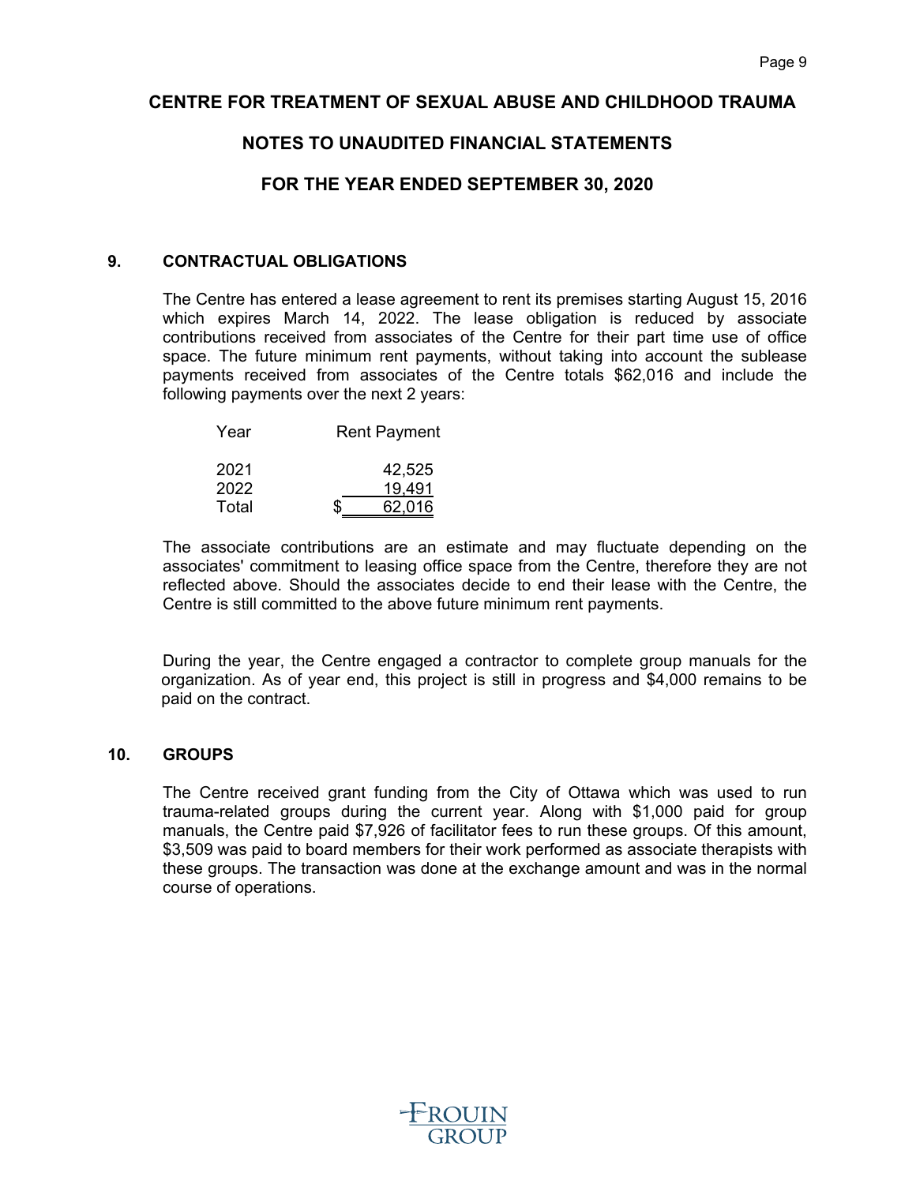# CENTRE FOR TREATMENT OF SEXUAL ABUSE AND CHILDHOOD TRAUMA

## NOTES TO UNAUDITED FINANCIAL STATEMENTS

## FOR THE YEAR ENDED SEPTEMBER 30, 2020

### 9. CONTRACTUAL OBLIGATIONS

The Centre has entered a lease agreement to rent its premises starting August 15, 2016 which expires March 14, 2022. The lease obligation is reduced by associate contributions received from associates of the Centre for their part time use of office space. The future minimum rent payments, without taking into account the sublease payments received from associates of the Centre totals $62,016 and include the following payments over the next 2 years:

| Year | Rent Payment |
|---|---|
| 2021 | 42,525 |
| 2022 | 19,491 |
| Total | $ 62,016 |

The associate contributions are an estimate and may fluctuate depending on the associates' commitment to leasing office space from the Centre, therefore they are not reflected above. Should the associates decide to end their lease with the Centre, the Centre is still committed to the above future minimum rent payments.

During the year, the Centre engaged a contractor to complete group manuals for the organization. As of year end, this project is still in progress and $4,000 remains to be paid on the contract.

### 10. GROUPS

The Centre received grant funding from the City of Ottawa which was used to run trauma-related groups during the current year. Along with $1,000 paid for group manuals, the Centre paid $7,926 of facilitator fees to run these groups. Of this amount, $3,509 was paid to board members for their work performed as associate therapists with these groups. The transaction was done at the exchange amount and was in the normal course of operations.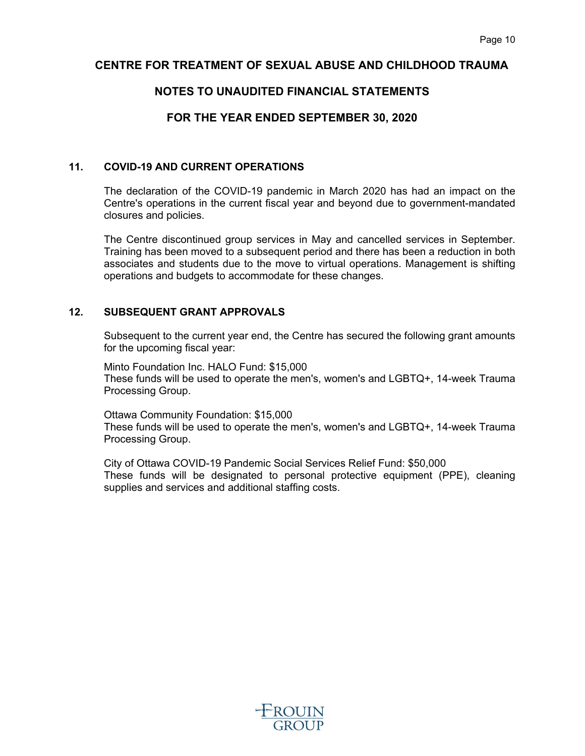# CENTRE FOR TREATMENT OF SEXUAL ABUSE AND CHILDHOOD TRAUMA

## NOTES TO UNAUDITED FINANCIAL STATEMENTS

## FOR THE YEAR ENDED SEPTEMBER 30, 2020

### 11. COVID-19 AND CURRENT OPERATIONS

The declaration of the COVID-19 pandemic in March 2020 has had an impact on the Centre's operations in the current fiscal year and beyond due to government-mandated closures and policies.

The Centre discontinued group services in May and cancelled services in September. Training has been moved to a subsequent period and there has been a reduction in both associates and students due to the move to virtual operations. Management is shifting operations and budgets to accommodate for these changes.

### 12. SUBSEQUENT GRANT APPROVALS

Subsequent to the current year end, the Centre has secured the following grant amounts for the upcoming fiscal year:

Minto Foundation Inc. HALO Fund: $15,000
These funds will be used to operate the men's, women's and LGBTQ+, 14-week Trauma Processing Group.

Ottawa Community Foundation: $15,000
These funds will be used to operate the men's, women's and LGBTQ+, 14-week Trauma Processing Group.

City of Ottawa COVID-19 Pandemic Social Services Relief Fund: $50,000
These funds will be designated to personal protective equipment (PPE), cleaning supplies and services and additional staffing costs.